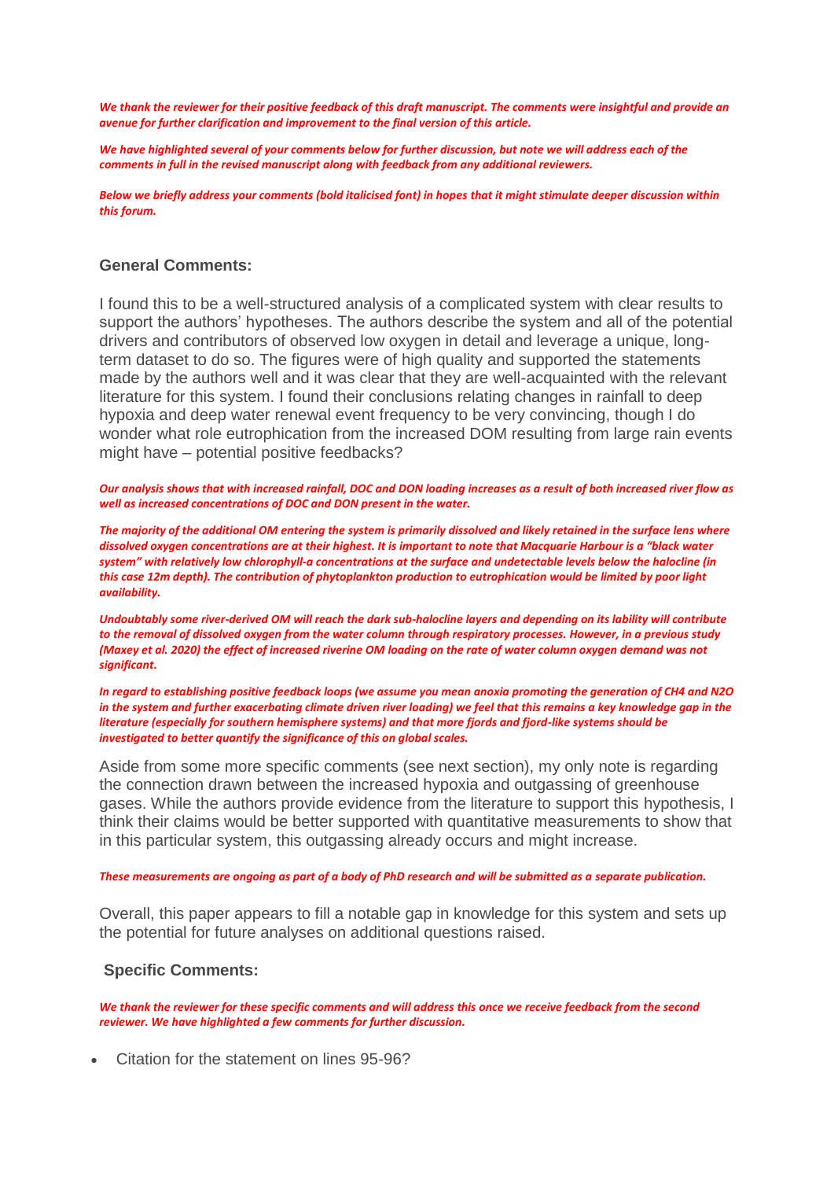***We thank the reviewer for their positive feedback of this draft manuscript. The comments were insightful and provide an avenue for further clarification and improvement to the final version of this article.***

***We have highlighted several of your comments below for further discussion, but note we will address each of the comments in full in the revised manuscript along with feedback from any additional reviewers.***

***Below we briefly address your comments (bold italicised font) in hopes that it might stimulate deeper discussion within this forum.***

## General Comments:

I found this to be a well-structured analysis of a complicated system with clear results to support the authors' hypotheses. The authors describe the system and all of the potential drivers and contributors of observed low oxygen in detail and leverage a unique, long-term dataset to do so. The figures were of high quality and supported the statements made by the authors well and it was clear that they are well-acquainted with the relevant literature for this system. I found their conclusions relating changes in rainfall to deep hypoxia and deep water renewal event frequency to be very convincing, though I do wonder what role eutrophication from the increased DOM resulting from large rain events might have – potential positive feedbacks?

***Our analysis shows that with increased rainfall, DOC and DON loading increases as a result of both increased river flow as well as increased concentrations of DOC and DON present in the water.***

***The majority of the additional OM entering the system is primarily dissolved and likely retained in the surface lens where dissolved oxygen concentrations are at their highest. It is important to note that Macquarie Harbour is a "black water system" with relatively low chlorophyll-a concentrations at the surface and undetectable levels below the halocline (in this case 12m depth). The contribution of phytoplankton production to eutrophication would be limited by poor light availability.***

***Undoubtably some river-derived OM will reach the dark sub-halocline layers and depending on its lability will contribute to the removal of dissolved oxygen from the water column through respiratory processes. However, in a previous study (Maxey et al. 2020) the effect of increased riverine OM loading on the rate of water column oxygen demand was not significant.***

***In regard to establishing positive feedback loops (we assume you mean anoxia promoting the generation of $CH_4$ and $N_2O$ in the system and further exacerbating climate driven river loading) we feel that this remains a key knowledge gap in the literature (especially for southern hemisphere systems) and that more fjords and fjord-like systems should be investigated to better quantify the significance of this on global scales.***

Aside from some more specific comments (see next section), my only note is regarding the connection drawn between the increased hypoxia and outgassing of greenhouse gases. While the authors provide evidence from the literature to support this hypothesis, I think their claims would be better supported with quantitative measurements to show that in this particular system, this outgassing already occurs and might increase.

***These measurements are ongoing as part of a body of PhD research and will be submitted as a separate publication.***

Overall, this paper appears to fill a notable gap in knowledge for this system and sets up the potential for future analyses on additional questions raised.

## Specific Comments:

***We thank the reviewer for these specific comments and will address this once we receive feedback from the second reviewer. We have highlighted a few comments for further discussion.***

- Citation for the statement on lines 95-96?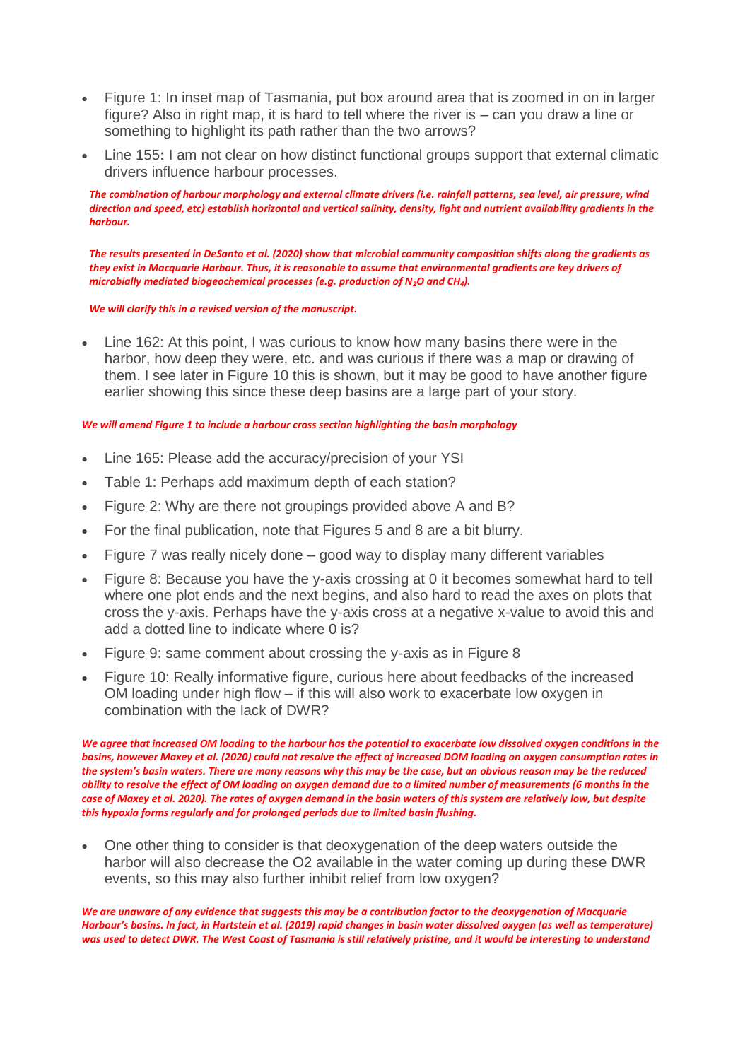- Figure 1: In inset map of Tasmania, put box around area that is zoomed in on in larger figure? Also in right map, it is hard to tell where the river is – can you draw a line or something to highlight its path rather than the two arrows?
- Line 155**:** I am not clear on how distinct functional groups support that external climatic drivers influence harbour processes.

***The combination of harbour morphology and external climate drivers (i.e. rainfall patterns, sea level, air pressure, wind direction and speed, etc) establish horizontal and vertical salinity, density, light and nutrient availability gradients in the harbour.***

***The results presented in DeSanto et al. (2020) show that microbial community composition shifts along the gradients as they exist in Macquarie Harbour. Thus, it is reasonable to assume that environmental gradients are key drivers of microbially mediated biogeochemical processes (e.g. production of $N_2O$ and $CH_4$).***

***We will clarify this in a revised version of the manuscript.***

- Line 162: At this point, I was curious to know how many basins there were in the harbor, how deep they were, etc. and was curious if there was a map or drawing of them. I see later in Figure 10 this is shown, but it may be good to have another figure earlier showing this since these deep basins are a large part of your story.

***We will amend Figure 1 to include a harbour cross section highlighting the basin morphology***

- Line 165: Please add the accuracy/precision of your YSI
- Table 1: Perhaps add maximum depth of each station?
- Figure 2: Why are there not groupings provided above A and B?
- For the final publication, note that Figures 5 and 8 are a bit blurry.
- Figure 7 was really nicely done – good way to display many different variables
- Figure 8: Because you have the y-axis crossing at 0 it becomes somewhat hard to tell where one plot ends and the next begins, and also hard to read the axes on plots that cross the y-axis. Perhaps have the y-axis cross at a negative x-value to avoid this and add a dotted line to indicate where 0 is?
- Figure 9: same comment about crossing the y-axis as in Figure 8
- Figure 10: Really informative figure, curious here about feedbacks of the increased OM loading under high flow – if this will also work to exacerbate low oxygen in combination with the lack of DWR?

***We agree that increased OM loading to the harbour has the potential to exacerbate low dissolved oxygen conditions in the basins, however Maxey et al. (2020) could not resolve the effect of increased DOM loading on oxygen consumption rates in the system's basin waters. There are many reasons why this may be the case, but an obvious reason may be the reduced ability to resolve the effect of OM loading on oxygen demand due to a limited number of measurements (6 months in the case of Maxey et al. 2020). The rates of oxygen demand in the basin waters of this system are relatively low, but despite this hypoxia forms regularly and for prolonged periods due to limited basin flushing.***

- One other thing to consider is that deoxygenation of the deep waters outside the harbor will also decrease the O2 available in the water coming up during these DWR events, so this may also further inhibit relief from low oxygen?

***We are unaware of any evidence that suggests this may be a contribution factor to the deoxygenation of Macquarie Harbour's basins. In fact, in Hartstein et al. (2019) rapid changes in basin water dissolved oxygen (as well as temperature) was used to detect DWR. The West Coast of Tasmania is still relatively pristine, and it would be interesting to understand***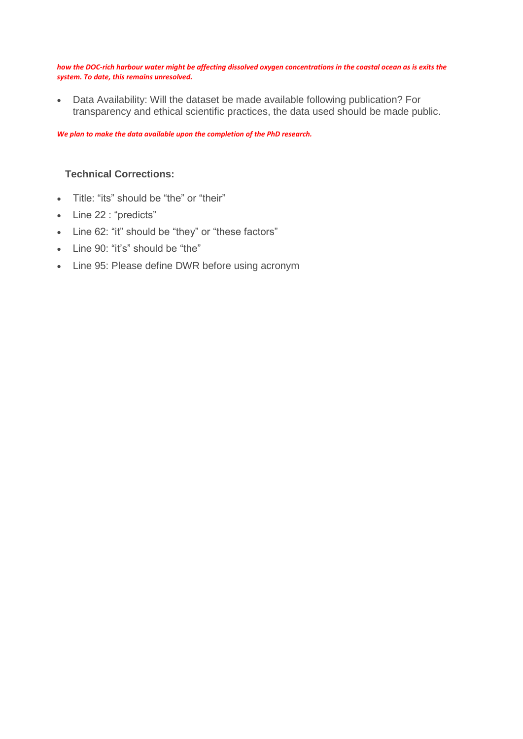***how the DOC-rich harbour water might be affecting dissolved oxygen concentrations in the coastal ocean as is exits the system. To date, this remains unresolved.***

- Data Availability: Will the dataset be made available following publication? For transparency and ethical scientific practices, the data used should be made public.

***We plan to make the data available upon the completion of the PhD research.***

### Technical Corrections:

- Title: “its” should be “the” or “their”
- Line 22 : “predicts”
- Line 62: “it” should be “they” or “these factors”
- Line 90: “it’s” should be “the”
- Line 95: Please define DWR before using acronym